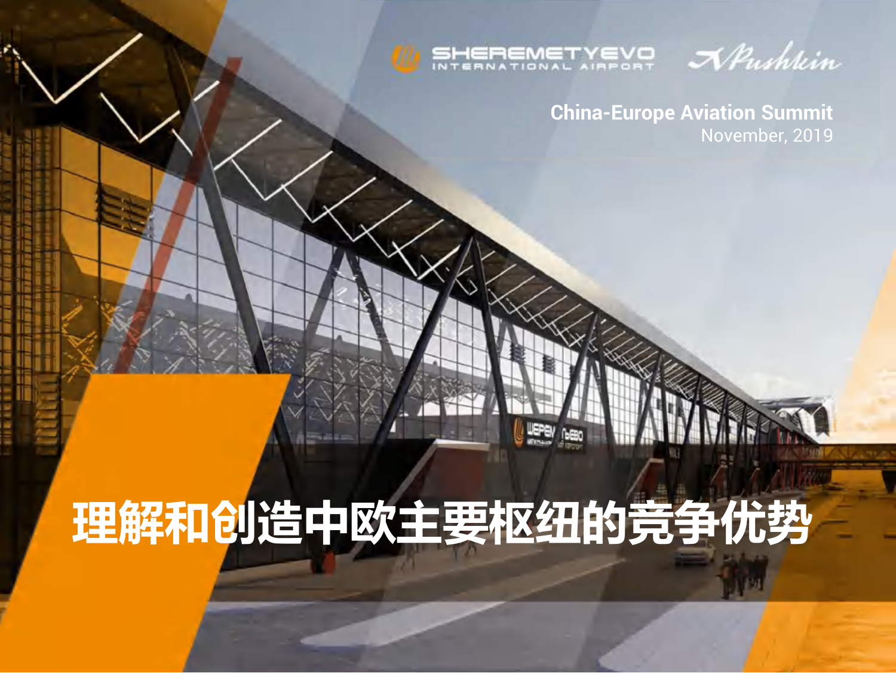SHEREMETYEVO INTERNATIONAL AIRPORT

Pushkin

**China-Europe Aviation Summit**

November, 2019

# 理解和创造中欧主要枢纽的竞争优势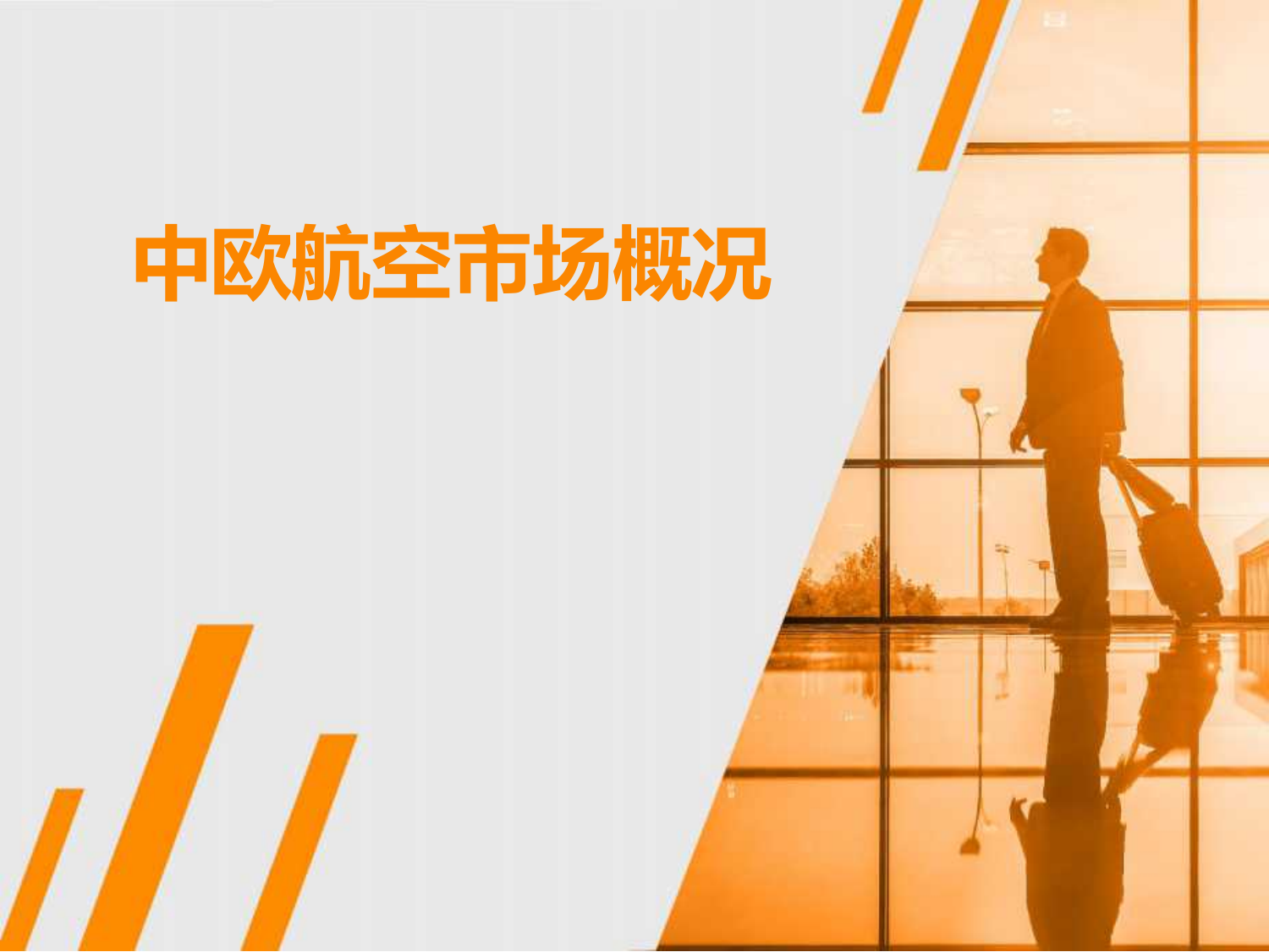# 中欧航空市场概况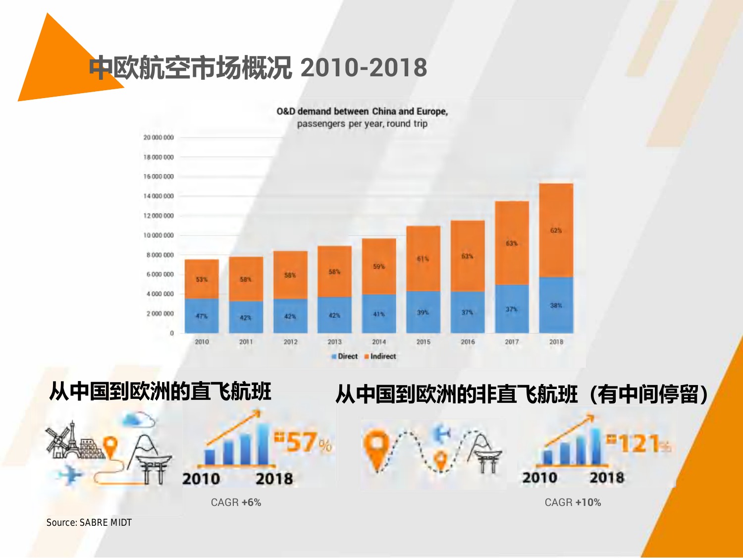# 中欧航空市场概况 2010-2018

**O&D demand between China and Europe,**
passengers per year, round trip

| Year | Direct | Indirect |
|---|---|---|
| 2010 | 47% | 53% |
| 2011 | 42% | 58% |
| 2012 | 42% | 58% |
| 2013 | 42% | 58% |
| 2014 | 41% | 59% |
| 2015 | 39% | 61% |
| 2016 | 37% | 63% |
| 2017 | 37% | 63% |
| 2018 | 38% | 62% |

## 从中国到欧洲的直飞航班

2010 – 2018: +57%

CAGR **+6%**

## 从中国到欧洲的非直飞航班（有中间停留）

2010 – 2018: +121%

CAGR **+10%**

Source: SABRE MIDT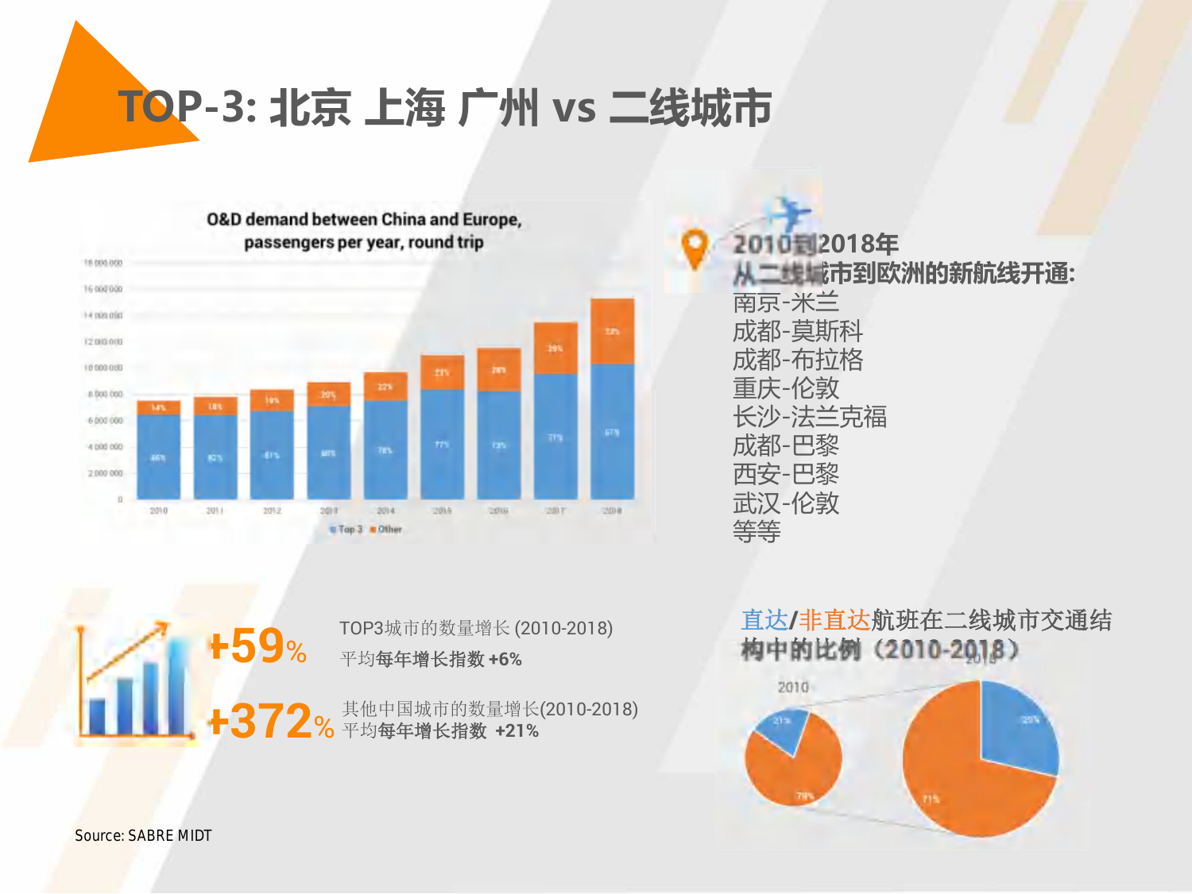# TOP-3: 北京 上海 广州 vs 二线城市

**O&D demand between China and Europe, passengers per year, round trip**

| Year | Top 3 | Other |
|---|---|---|
| 2010 | 86% | 14% |
| 2011 | 82% | 18% |
| 2012 | 81% | 19% |
| 2013 | 80% | 20% |
| 2014 | 78% | 22% |
| 2015 | 77% | 23% |
| 2016 | 72% | 28% |
| 2017 | 71% | 29% |
| 2018 | 67% | 33% |

**2010到2018年**
**从二线城市到欧洲的新航线开通:**

- 南京-米兰
- 成都-莫斯科
- 成都-布拉格
- 重庆-伦敦
- 长沙-法兰克福
- 成都-巴黎
- 西安-巴黎
- 武汉-伦敦
- 等等

**+59%** TOP3城市的数量增长 (2010-2018)
平均**每年增长指数 +6%**

**+372%** 其他中国城市的数量增长(2010-2018)
平均**每年增长指数 +21%**

直达/非直达航班在二线城市交通结构中的比例（2010-2018）

| Year | 直达 | 非直达 |
|---|---|---|
| 2010 | 21% | 79% |
| 2018 | 29% | 71% |

Source: SABRE MIDT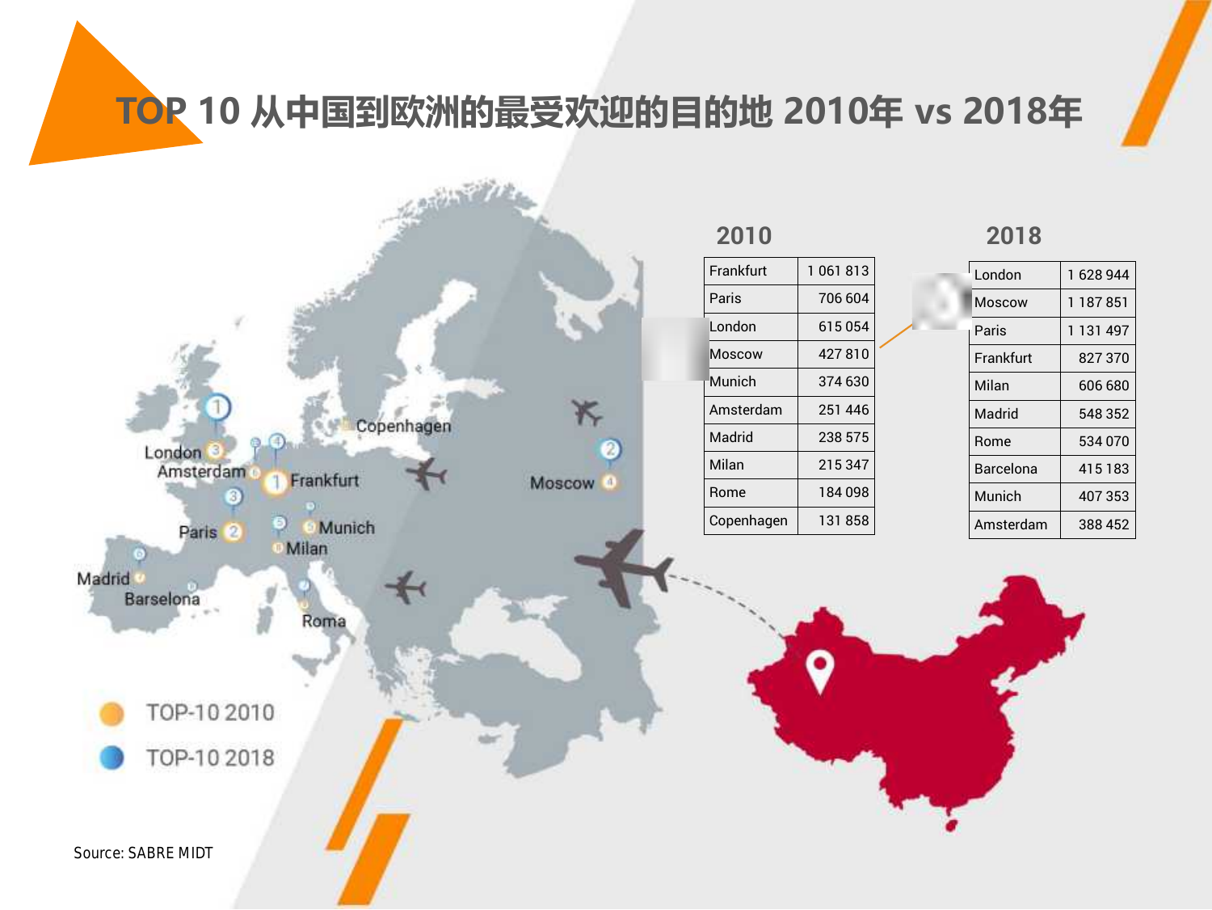# TOP 10 从中国到欧洲的最受欢迎的目的地 2010年 vs 2018年

### 2010

| City | Passengers |
|---|---|
| Frankfurt | 1 061 813 |
| Paris | 706 604 |
| London | 615 054 |
| Moscow | 427 810 |
| Munich | 374 630 |
| Amsterdam | 251 446 |
| Madrid | 238 575 |
| Milan | 215 347 |
| Rome | 184 098 |
| Copenhagen | 131 858 |

### 2018

| City | Passengers |
|---|---|
| London | 1 628 944 |
| Moscow | 1 187 851 |
| Paris | 1 131 497 |
| Frankfurt | 827 370 |
| Milan | 606 680 |
| Madrid | 548 352 |
| Rome | 534 070 |
| Barcelona | 415 183 |
| Munich | 407 353 |
| Amsterdam | 388 452 |

TOP-10 2010

TOP-10 2018

Source: SABRE MIDT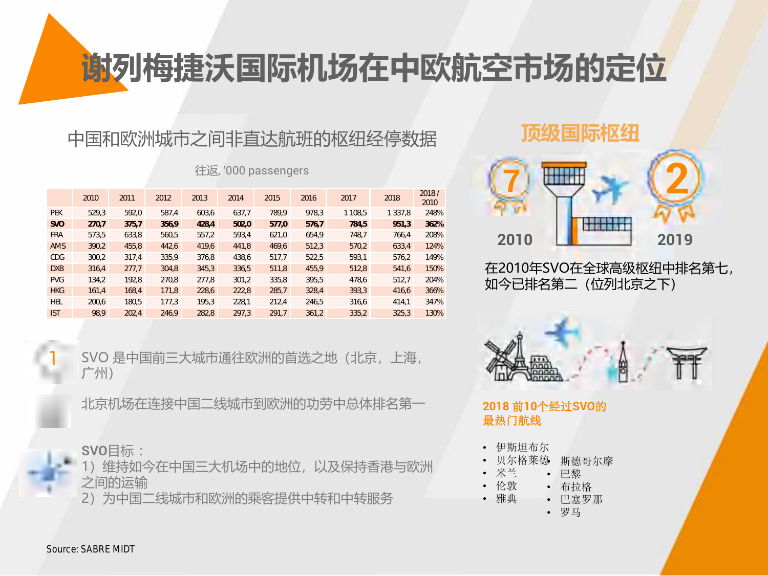# 谢列梅捷沃国际机场在中欧航空市场的定位

## 中国和欧洲城市之间非直达航班的枢纽经停数据

往返, '000 passengers

| | 2010 | 2011 | 2012 | 2013 | 2014 | 2015 | 2016 | 2017 | 2018 | 2018 / 2010 |
|---|---|---|---|---|---|---|---|---|---|---|
| PEK | 529,3 | 592,0 | 587,4 | 603,6 | 637,7 | 789,9 | 978,3 | 1 108,5 | 1 337,8 | 248% |
| **SVO** | **270,7** | **375,7** | **356,9** | **428,4** | **502,0** | **577,0** | **576,7** | **784,5** | **951,3** | **362%** |
| FRA | 573,5 | 633,8 | 560,5 | 557,2 | 593,4 | 621,0 | 654,9 | 748,7 | 766,4 | 208% |
| AMS | 390,2 | 455,8 | 442,6 | 419,6 | 441,8 | 469,6 | 512,3 | 570,2 | 633,4 | 124% |
| CDG | 300,2 | 317,4 | 335,9 | 376,8 | 438,6 | 517,7 | 522,5 | 593,1 | 576,2 | 149% |
| DXB | 316,4 | 277,7 | 304,8 | 345,3 | 336,5 | 511,8 | 455,9 | 512,8 | 541,6 | 150% |
| PVG | 134,2 | 192,8 | 270,8 | 277,8 | 301,2 | 335,8 | 395,5 | 478,6 | 512,7 | 204% |
| HKG | 161,4 | 168,4 | 171,8 | 228,6 | 222,8 | 285,7 | 328,4 | 393,3 | 416,6 | 366% |
| HEL | 200,6 | 180,5 | 177,3 | 195,3 | 228,1 | 212,4 | 246,5 | 316,6 | 414,1 | 347% |
| IST | 98,9 | 202,4 | 246,9 | 282,8 | 297,3 | 291,7 | 361,2 | 335,2 | 325,3 | 130% |

1 SVO 是中国前三大城市通往欧洲的首选之地（北京，上海，广州）

北京机场在连接中国二线城市到欧洲的功劳中总体排名第一

SVO目标：
1）维持如今在中国三大机场中的地位，以及保持香港与欧洲之间的运输
2）为中国二线城市和欧洲的乘客提供中转和中转服务

## 顶级国际枢纽

7 — 2010

2 — 2019

在2010年SVO在全球高级枢纽中排名第七，如今已排名第二（位列北京之下）

**2018 前10个经过SVO的最热门航线**

- 伊斯坦布尔
- 贝尔格莱德
- 米兰
- 伦敦
- 雅典
- 斯德哥尔摩
- 巴黎
- 布拉格
- 巴塞罗那
- 罗马

Source: SABRE MIDT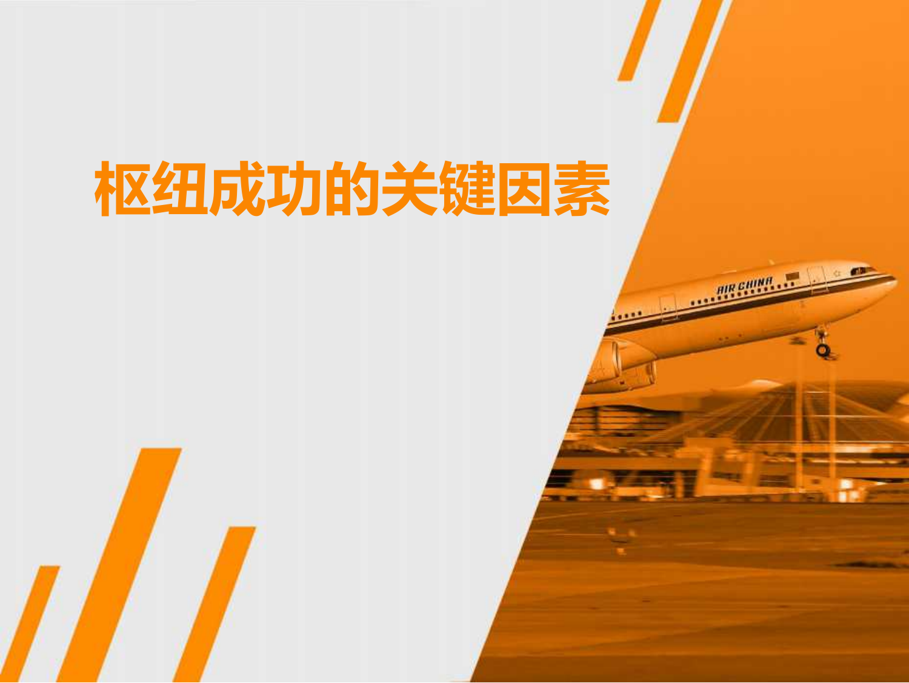# 枢纽成功的关键因素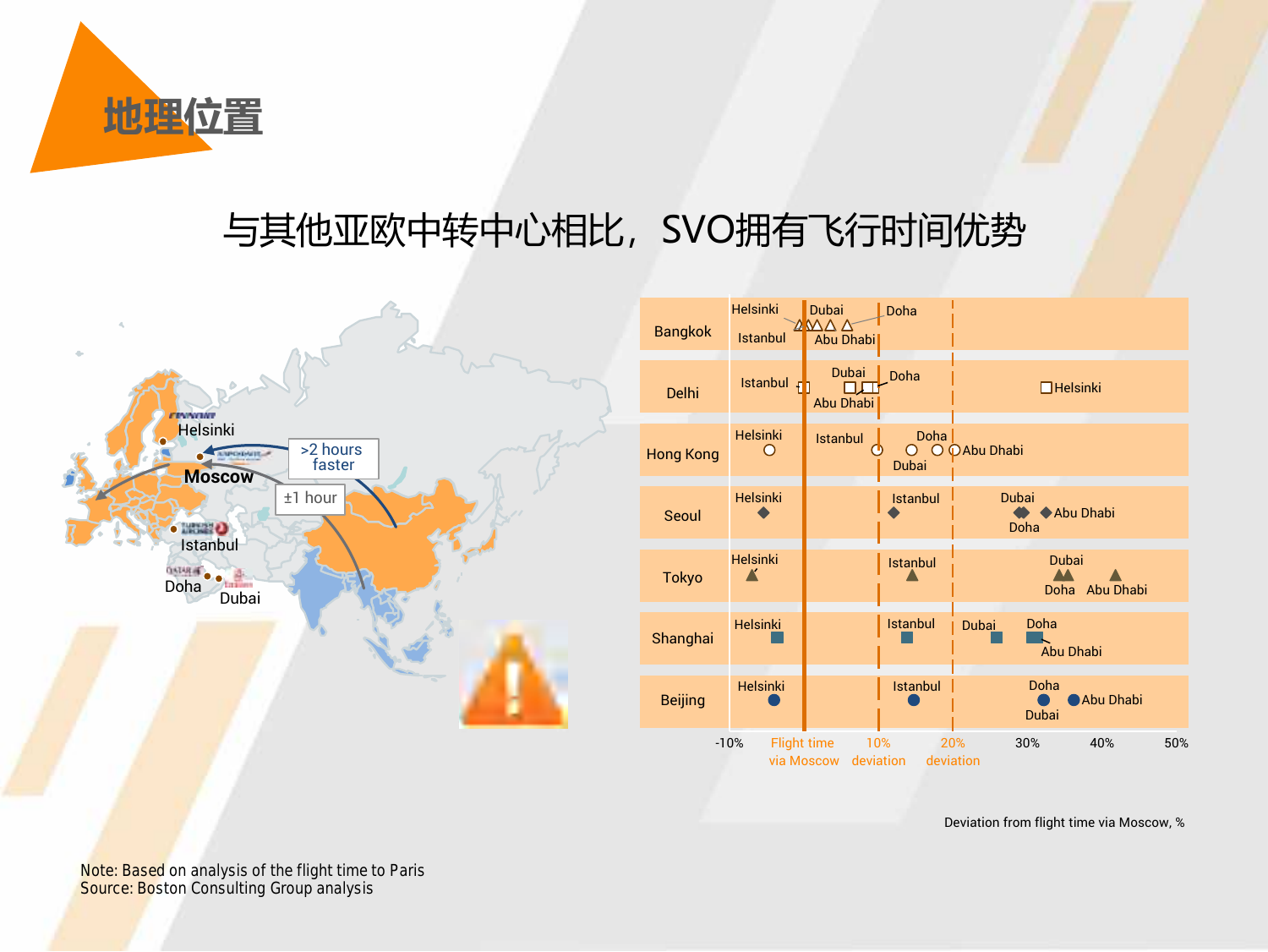# 地理位置

## 与其他亚欧中转中心相比，SVO拥有飞行时间优势

Helsinki

>2 hours faster

Moscow

±1 hour

Istanbul

Doha

Dubai

| | -10% | Flight time via Moscow | 10% deviation | 20% deviation | 30% | 40% | 50% |
|---|---|---|---|---|---|---|---|
| Bangkok | Helsinki, Istanbul | Dubai, Abu Dhabi | Doha | | | | |
| Delhi | Istanbul | Dubai, Abu Dhabi | Doha | | Helsinki | | |
| Hong Kong | Helsinki | Istanbul | Doha, Dubai | Abu Dhabi | | | |
| Seoul | Helsinki | | Istanbul | | Dubai, Doha | Abu Dhabi | |
| Tokyo | Helsinki | | Istanbul | | Dubai, Doha | Abu Dhabi | |
| Shanghai | Helsinki | | Istanbul | Dubai | Doha, Abu Dhabi | | |
| Beijing | Helsinki | | Istanbul | | Doha, Dubai | Abu Dhabi | |

Deviation from flight time via Moscow, %

Note: Based on analysis of the flight time to Paris
Source: Boston Consulting Group analysis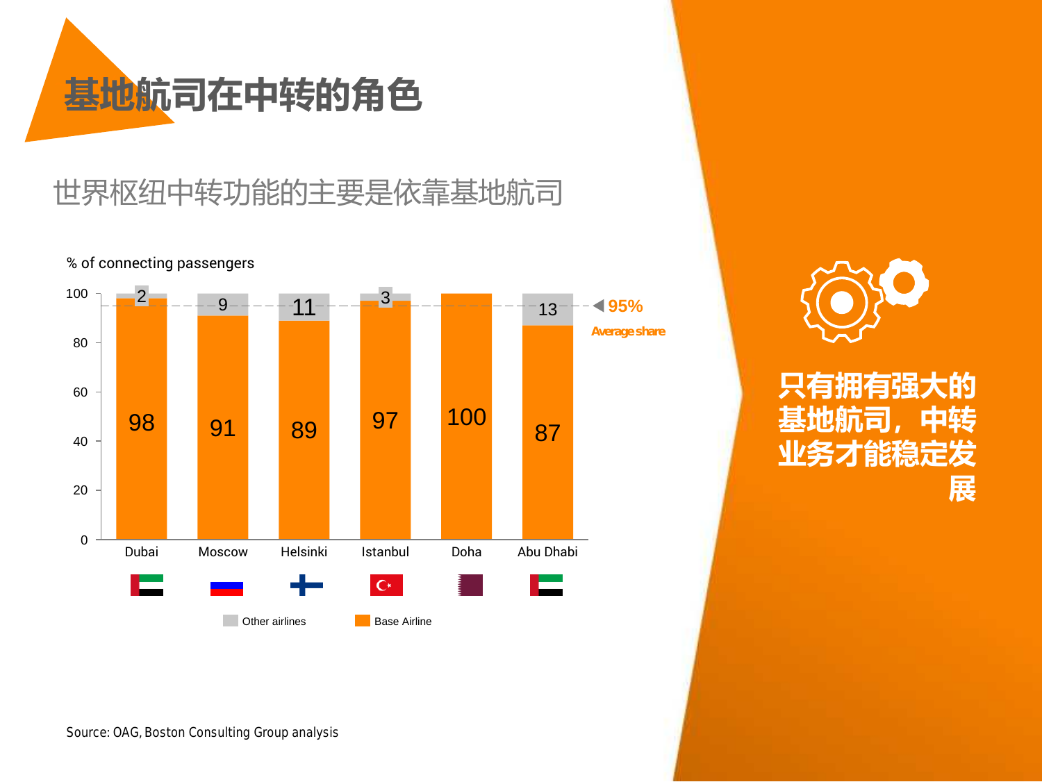# 基地航司在中转的角色

## 世界枢纽中转功能的主要是依靠基地航司

% of connecting passengers

| | Dubai | Moscow | Helsinki | Istanbul | Doha | Abu Dhabi |
|---|---|---|---|---|---|---|
| Other airlines | 2 | 9 | 11 | 3 | | 13 |
| Base Airline | 98 | 91 | 89 | 97 | 100 | 87 |

95% Average share

Source: OAG, Boston Consulting Group analysis

**只有拥有强大的基地航司，中转业务才能稳定发展**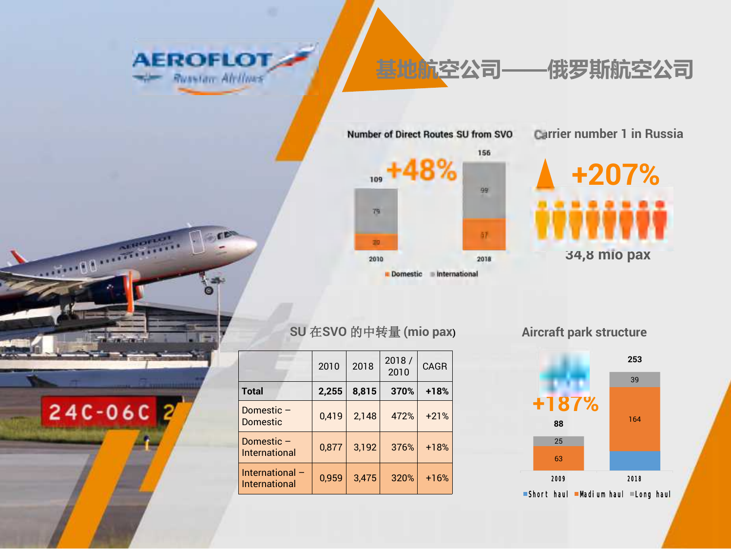# 基地航空公司——俄罗斯航空公司

AEROFLOT Russian Airlines

## Number of Direct Routes SU from SVO

+48%

| | 2010 | 2018 |
|---|---|---|
| Domestic | 30 | 57 |
| International | 79 | 99 |
| Total | 109 | 156 |

## Carrier number 1 in Russia

+207%

34,8 mio pax

## SU 在SVO 的中转量 (mio pax)

| | 2010 | 2018 | 2018 / 2010 | CAGR |
|---|---|---|---|---|
| **Total** | **2,255** | **8,815** | **370%** | **+18%** |
| Domestic – Domestic | 0,419 | 2,148 | 472% | +21% |
| Domestic – International | 0,877 | 3,192 | 376% | +18% |
| International – International | 0,959 | 3,475 | 320% | +16% |

## Aircraft park structure

+187%

| | 2009 | 2018 |
|---|---|---|
| Short haul | | |
| Madium haul | 63 | 164 |
| Long haul | 25 | 39 |
| Total | 88 | 253 |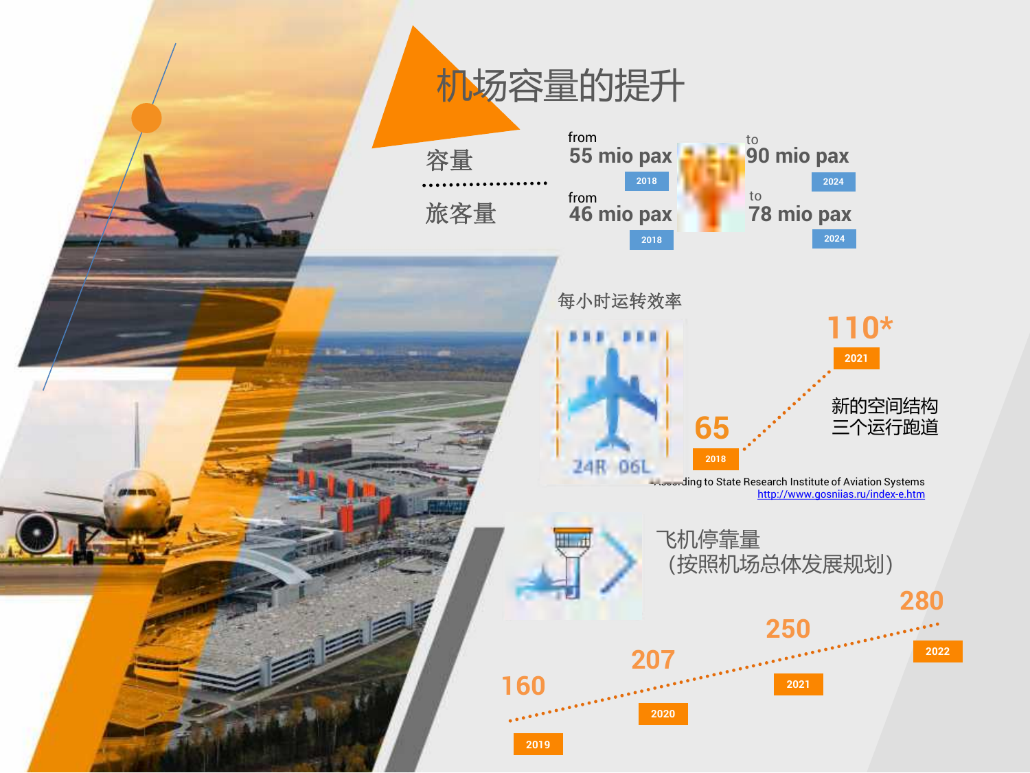# 机场容量的提升

| | | | |
|---|---|---|---|
| 容量 | from 55 mio pax (2018) | → | to 90 mio pax (2024) |
| 旅客量 | from 46 mio pax (2018) | → | to 78 mio pax (2024) |

## 每小时运转效率

24R 06L

- 65 (2018)
- 110* (2021)

新的空间结构
三个运行跑道

*According to State Research Institute of Aviation Systems
http://www.gosniias.ru/index-e.htm

## 飞机停靠量
（按照机场总体发展规划）

| 2019 | 2020 | 2021 | 2022 |
|---|---|---|---|
| 160 | 207 | 250 | 280 |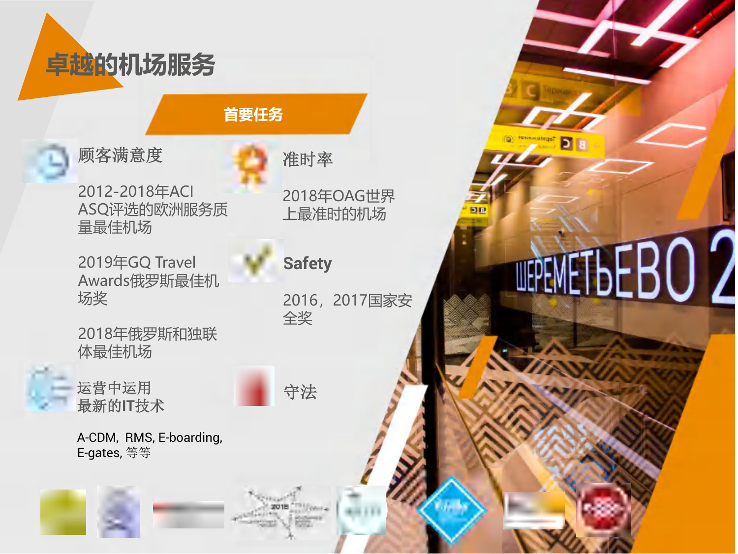# 卓越的机场服务

## 首要任务

**顾客满意度**

2012-2018年ACI ASQ评选的欧洲服务质量最佳机场

2019年GQ Travel Awards俄罗斯最佳机场奖

2018年俄罗斯和独联体最佳机场

**运营中运用最新的IT技术**

A-CDM, RMS, E-boarding, E-gates, 等等

**准时率**

2018年OAG世界上最准时的机场

**Safety**

2016，2017国家安全奖

**守法**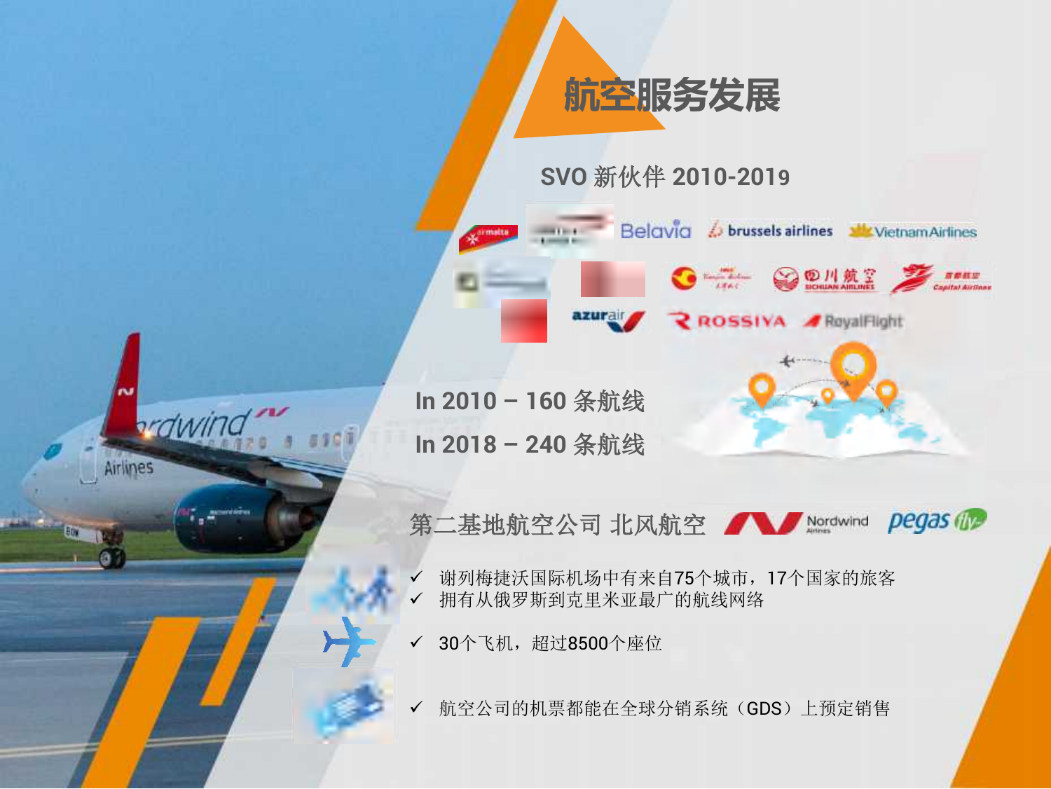# 航空服务发展

## SVO 新伙伴 2010-2019

In 2010 – 160 条航线

In 2018 – 240 条航线

第二基地航空公司 北风航空

- ✓ 谢列梅捷沃国际机场中有来自75个城市，17个国家的旅客
- ✓ 拥有从俄罗斯到克里米亚最广的航线网络
- ✓ 30个飞机，超过8500个座位
- ✓ 航空公司的机票都能在全球分销系统（GDS）上预定销售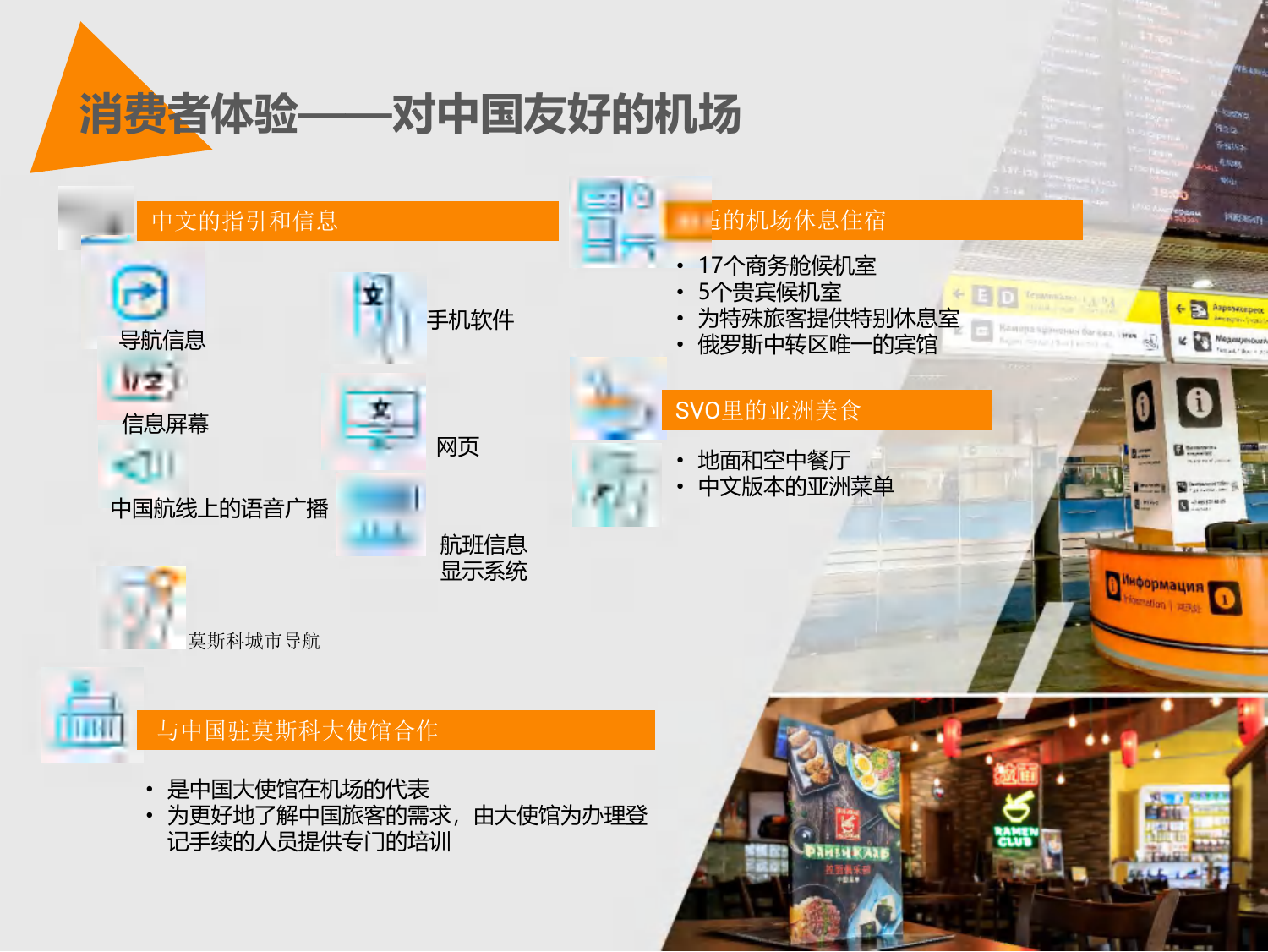# 消费者体验——对中国友好的机场

## 中文的指引和信息

- 导航信息
- 信息屏幕
- 中国航线上的语音广播
- 莫斯科城市导航
- 手机软件
- 网页
- 航班信息显示系统

## 适的机场休息住宿

- 17个商务舱候机室
- 5个贵宾候机室
- 为特殊旅客提供特别休息室
- 俄罗斯中转区唯一的宾馆

## SVO里的亚洲美食

- 地面和空中餐厅
- 中文版本的亚洲菜单

## 与中国驻莫斯科大使馆合作

- 是中国大使馆在机场的代表
- 为更好地了解中国旅客的需求，由大使馆为办理登记手续的人员提供专门的培训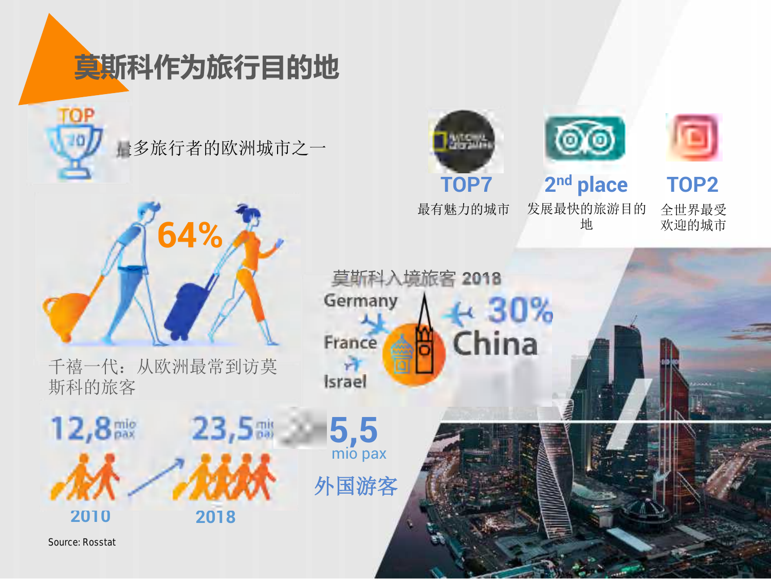# 莫斯科作为旅行目的地

TOP 20

最多旅行者的欧洲城市之一

TOP7

最有魅力的城市

2nd place

发展最快的旅游目的地

TOP2

全世界最受欢迎的城市

64%

千禧一代：从欧洲最常到访莫斯科的旅客

莫斯科入境旅客 2018

Germany

France

Israel

30% China

12,8 mio pax

2010

23,5 mio pax

2018

5,5 mio pax

外国游客

Source: Rosstat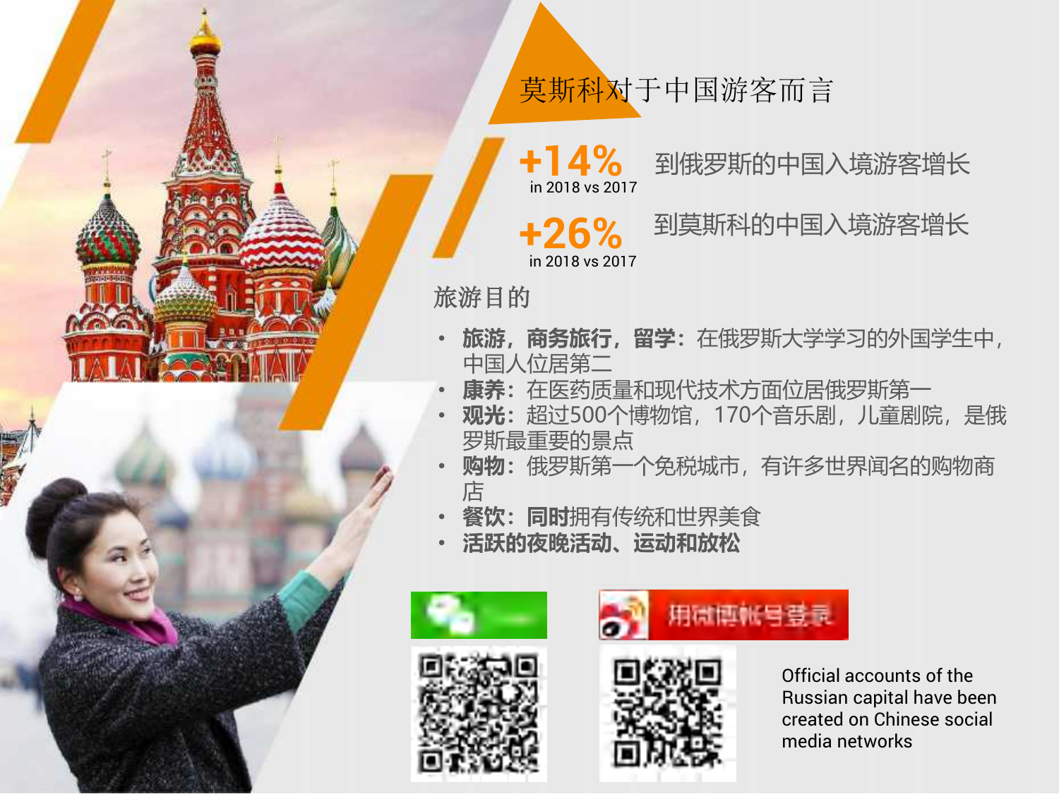# 莫斯科对于中国游客而言

**+14%** in 2018 vs 2017 到俄罗斯的中国入境游客增长

**+26%** in 2018 vs 2017 到莫斯科的中国入境游客增长

## 旅游目的

- **旅游，商务旅行，留学：**在俄罗斯大学学习的外国学生中，中国人位居第二
- **康养：**在医药质量和现代技术方面位居俄罗斯第一
- **观光：**超过500个博物馆，170个音乐剧，儿童剧院，是俄罗斯最重要的景点
- **购物：**俄罗斯第一个免税城市，有许多世界闻名的购物商店
- **餐饮：同时**拥有传统和世界美食
- **活跃的夜晚活动、运动和放松**

用微博帐号登录

Official accounts of the Russian capital have been created on Chinese social media networks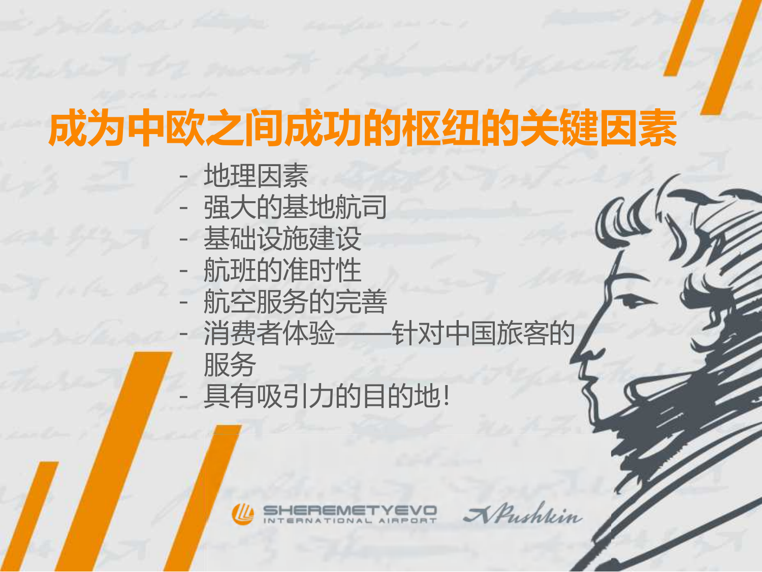# 成为中欧之间成功的枢纽的关键因素

- 地理因素
- 强大的基地航司
- 基础设施建设
- 航班的准时性
- 航空服务的完善
- 消费者体验——针对中国旅客的服务
- 具有吸引力的目的地!

SHEREMETYEVO INTERNATIONAL AIRPORT

Pushkin